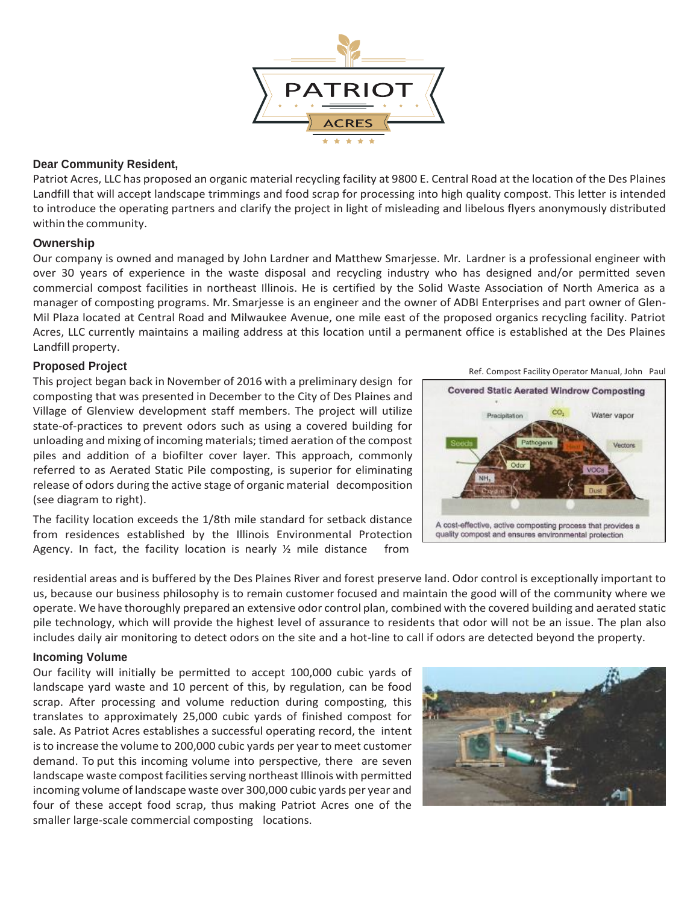PATRIOT ACRES

**Dear Community Resident,**

Patriot Acres, LLC has proposed an organic material recycling facility at 9800 E. Central Road at the location of the Des Plaines Landfill that will accept landscape trimmings and food scrap for processing into high quality compost. This letter is intended to introduce the operating partners and clarify the project in light of misleading and libelous flyers anonymously distributed within the community.

## Ownership

Our company is owned and managed by John Lardner and Matthew Smarjesse. Mr. Lardner is a professional engineer with over 30 years of experience in the waste disposal and recycling industry who has designed and/or permitted seven commercial compost facilities in northeast Illinois. He is certified by the Solid Waste Association of North America as a manager of composting programs. Mr. Smarjesse is an engineer and the owner of ADBI Enterprises and part owner of Glen-Mil Plaza located at Central Road and Milwaukee Avenue, one mile east of the proposed organics recycling facility. Patriot Acres, LLC currently maintains a mailing address at this location until a permanent office is established at the Des Plaines Landfill property.

## Proposed Project

This project began back in November of 2016 with a preliminary design for composting that was presented in December to the City of Des Plaines and Village of Glenview development staff members. The project will utilize state-of-practices to prevent odors such as using a covered building for unloading and mixing of incoming materials; timed aeration of the compost piles and addition of a biofilter cover layer. This approach, commonly referred to as Aerated Static Pile composting, is superior for eliminating release of odors during the active stage of organic material decomposition (see diagram to right).

Ref. Compost Facility Operator Manual, John Paul

**Covered Static Aerated Windrow Composting**

A cost-effective, active composting process that provides a quality compost and ensures environmental protection

The facility location exceeds the 1/8th mile standard for setback distance from residences established by the Illinois Environmental Protection Agency. In fact, the facility location is nearly ½ mile distance from residential areas and is buffered by the Des Plaines River and forest preserve land. Odor control is exceptionally important to us, because our business philosophy is to remain customer focused and maintain the good will of the community where we operate. We have thoroughly prepared an extensive odor control plan, combined with the covered building and aerated static pile technology, which will provide the highest level of assurance to residents that odor will not be an issue. The plan also includes daily air monitoring to detect odors on the site and a hot-line to call if odors are detected beyond the property.

## Incoming Volume

Our facility will initially be permitted to accept 100,000 cubic yards of landscape yard waste and 10 percent of this, by regulation, can be food scrap. After processing and volume reduction during composting, this translates to approximately 25,000 cubic yards of finished compost for sale. As Patriot Acres establishes a successful operating record, the intent is to increase the volume to 200,000 cubic yards per year to meet customer demand. To put this incoming volume into perspective, there are seven landscape waste compost facilities serving northeast Illinois with permitted incoming volume of landscape waste over 300,000 cubic yards per year and four of these accept food scrap, thus making Patriot Acres one of the smaller large-scale commercial composting locations.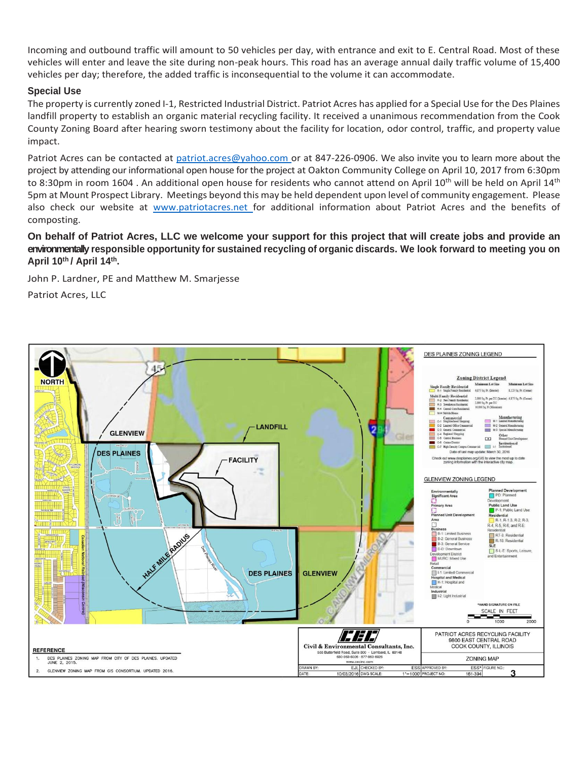Incoming and outbound traffic will amount to 50 vehicles per day, with entrance and exit to E. Central Road. Most of these vehicles will enter and leave the site during non-peak hours. This road has an average annual daily traffic volume of 15,400 vehicles per day; therefore, the added traffic is inconsequential to the volume it can accommodate.

### Special Use

The property is currently zoned I-1, Restricted Industrial District. Patriot Acres has applied for a Special Use for the Des Plaines landfill property to establish an organic material recycling facility. It received a unanimous recommendation from the Cook County Zoning Board after hearing sworn testimony about the facility for location, odor control, traffic, and property value impact.

Patriot Acres can be contacted at patriot.acres@yahoo.com or at 847-226-0906. We also invite you to learn more about the project by attending our informational open house for the project at Oakton Community College on April 10, 2017 from 6:30pm to 8:30pm in room 1604 . An additional open house for residents who cannot attend on April 10th will be held on April 14th 5pm at Mount Prospect Library. Meetings beyond this may be held dependent upon level of community engagement. Please also check our website at www.patriotacres.net for additional information about Patriot Acres and the benefits of composting.

**On behalf of Patriot Acres, LLC we welcome your support for this project that will create jobs and provide an environmentally responsible opportunity for sustained recycling of organic discards. We look forward to meeting you on April 10th / April 14th.**

John P. Lardner, PE and Matthew M. Smarjesse

Patriot Acres, LLC

NORTH

GLENVIEW

DES PLAINES

LANDFILL

FACILITY

HALF MILE RADIUS

DES PLAINES

GLENVIEW

DES PLAINES ZONING LEGEND

GLENVIEW ZONING LEGEND

SCALE IN FEET

0 1000 2000

REFERENCE

1. DES PLAINES ZONING MAP FROM CITY OF DES PLAINES. UPDATED JUNE 2, 2015.

2. GLENVIEW ZONING MAP FROM GIS CONSORTIUM. UPDATED 2016.

Civil & Environmental Consultants, Inc.

555 Butterfield Road, Suite 300 · Lombard, IL 60148

630-963-6026 · 877-963-6026

www.cecinc.com

PATRIOT ACRES RECYCLING FACILITY

9600 EAST CENTRAL ROAD

COOK COUNTY, ILLINOIS

ZONING MAP

| DRAWN BY: | EJL | CHECKED BY: | ESS | APPROVED BY: | ESS* | FIGURE NO.: |
|---|---|---|---|---|---|---|
| DATE: | 10/03/2016 | DWG SCALE: | 1"=1000' | PROJECT NO: | 161-394 | 3 |

*HAND SIGNATURE ON FILE